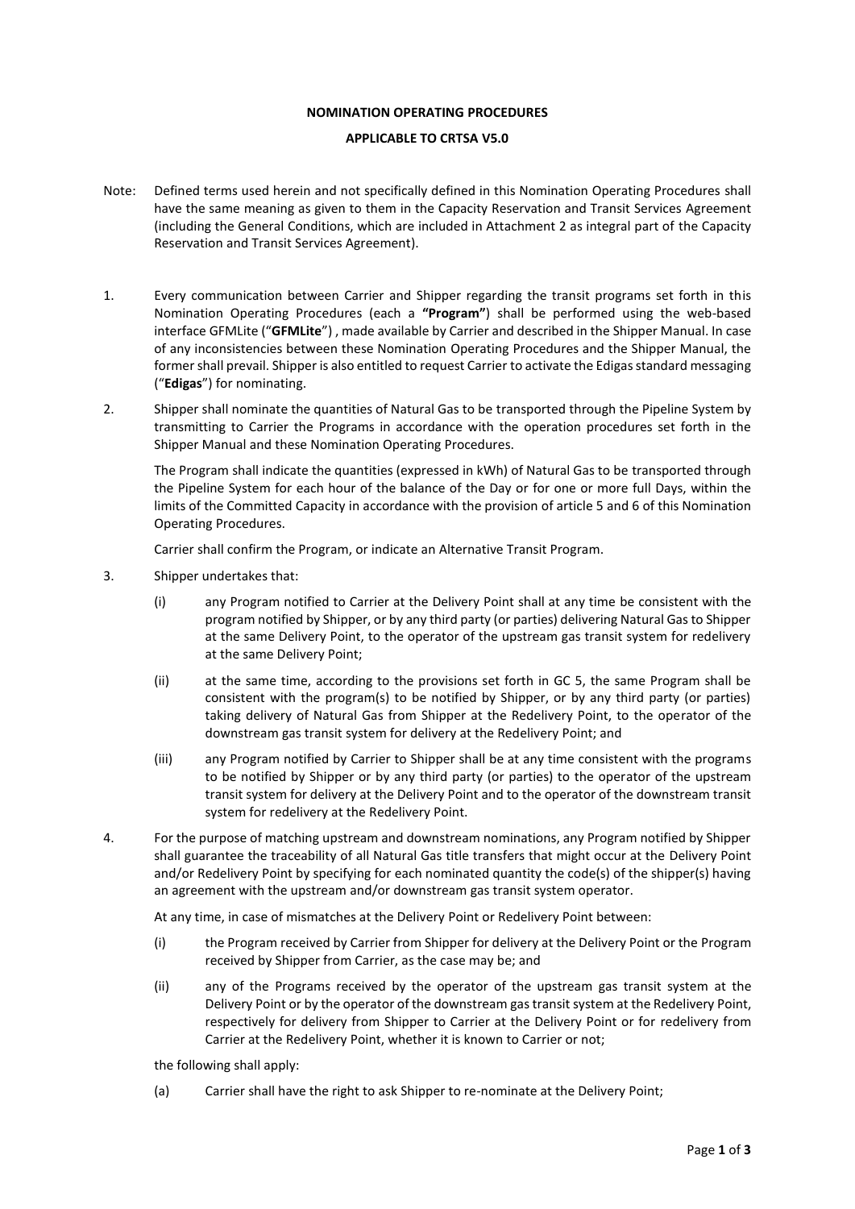**NOMINATION OPERATING PROCEDURES**

**APPLICABLE TO CRTSA V5.0**

Note: Defined terms used herein and not specifically defined in this Nomination Operating Procedures shall have the same meaning as given to them in the Capacity Reservation and Transit Services Agreement (including the General Conditions, which are included in Attachment 2 as integral part of the Capacity Reservation and Transit Services Agreement).

1. Every communication between Carrier and Shipper regarding the transit programs set forth in this Nomination Operating Procedures (each a **"Program"**) shall be performed using the web-based interface GFMLite ("**GFMLite**") , made available by Carrier and described in the Shipper Manual. In case of any inconsistencies between these Nomination Operating Procedures and the Shipper Manual, the former shall prevail. Shipper is also entitled to request Carrier to activate the Edigas standard messaging ("**Edigas**") for nominating.

2. Shipper shall nominate the quantities of Natural Gas to be transported through the Pipeline System by transmitting to Carrier the Programs in accordance with the operation procedures set forth in the Shipper Manual and these Nomination Operating Procedures.

   The Program shall indicate the quantities (expressed in kWh) of Natural Gas to be transported through the Pipeline System for each hour of the balance of the Day or for one or more full Days, within the limits of the Committed Capacity in accordance with the provision of article 5 and 6 of this Nomination Operating Procedures.

   Carrier shall confirm the Program, or indicate an Alternative Transit Program.

3. Shipper undertakes that:

   (i) any Program notified to Carrier at the Delivery Point shall at any time be consistent with the program notified by Shipper, or by any third party (or parties) delivering Natural Gas to Shipper at the same Delivery Point, to the operator of the upstream gas transit system for redelivery at the same Delivery Point;

   (ii) at the same time, according to the provisions set forth in GC 5, the same Program shall be consistent with the program(s) to be notified by Shipper, or by any third party (or parties) taking delivery of Natural Gas from Shipper at the Redelivery Point, to the operator of the downstream gas transit system for delivery at the Redelivery Point; and

   (iii) any Program notified by Carrier to Shipper shall be at any time consistent with the programs to be notified by Shipper or by any third party (or parties) to the operator of the upstream transit system for delivery at the Delivery Point and to the operator of the downstream transit system for redelivery at the Redelivery Point.

4. For the purpose of matching upstream and downstream nominations, any Program notified by Shipper shall guarantee the traceability of all Natural Gas title transfers that might occur at the Delivery Point and/or Redelivery Point by specifying for each nominated quantity the code(s) of the shipper(s) having an agreement with the upstream and/or downstream gas transit system operator.

   At any time, in case of mismatches at the Delivery Point or Redelivery Point between:

   (i) the Program received by Carrier from Shipper for delivery at the Delivery Point or the Program received by Shipper from Carrier, as the case may be; and

   (ii) any of the Programs received by the operator of the upstream gas transit system at the Delivery Point or by the operator of the downstream gas transit system at the Redelivery Point, respectively for delivery from Shipper to Carrier at the Delivery Point or for redelivery from Carrier at the Redelivery Point, whether it is known to Carrier or not;

   the following shall apply:

   (a) Carrier shall have the right to ask Shipper to re-nominate at the Delivery Point;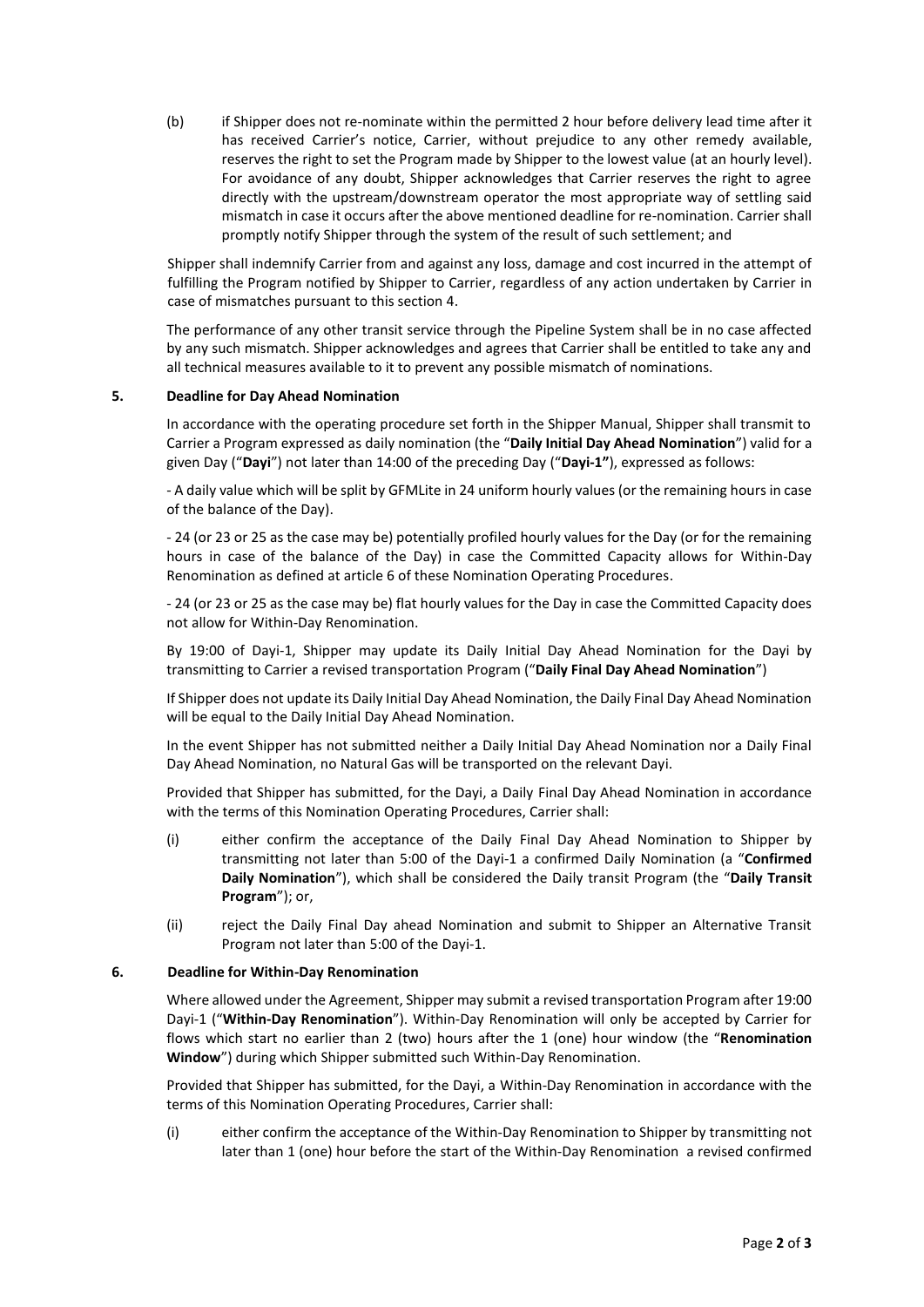(b) if Shipper does not re-nominate within the permitted 2 hour before delivery lead time after it has received Carrier's notice, Carrier, without prejudice to any other remedy available, reserves the right to set the Program made by Shipper to the lowest value (at an hourly level). For avoidance of any doubt, Shipper acknowledges that Carrier reserves the right to agree directly with the upstream/downstream operator the most appropriate way of settling said mismatch in case it occurs after the above mentioned deadline for re-nomination. Carrier shall promptly notify Shipper through the system of the result of such settlement; and

Shipper shall indemnify Carrier from and against any loss, damage and cost incurred in the attempt of fulfilling the Program notified by Shipper to Carrier, regardless of any action undertaken by Carrier in case of mismatches pursuant to this section 4.

The performance of any other transit service through the Pipeline System shall be in no case affected by any such mismatch. Shipper acknowledges and agrees that Carrier shall be entitled to take any and all technical measures available to it to prevent any possible mismatch of nominations.

## 5. Deadline for Day Ahead Nomination

In accordance with the operating procedure set forth in the Shipper Manual, Shipper shall transmit to Carrier a Program expressed as daily nomination (the "**Daily Initial Day Ahead Nomination**") valid for a given Day ("**Dayi**") not later than 14:00 of the preceding Day ("**Dayi-1"**), expressed as follows:

- A daily value which will be split by GFMLite in 24 uniform hourly values (or the remaining hours in case of the balance of the Day).

- 24 (or 23 or 25 as the case may be) potentially profiled hourly values for the Day (or for the remaining hours in case of the balance of the Day) in case the Committed Capacity allows for Within-Day Renomination as defined at article 6 of these Nomination Operating Procedures.

- 24 (or 23 or 25 as the case may be) flat hourly values for the Day in case the Committed Capacity does not allow for Within-Day Renomination.

By 19:00 of Dayi-1, Shipper may update its Daily Initial Day Ahead Nomination for the Dayi by transmitting to Carrier a revised transportation Program ("**Daily Final Day Ahead Nomination**")

If Shipper does not update its Daily Initial Day Ahead Nomination, the Daily Final Day Ahead Nomination will be equal to the Daily Initial Day Ahead Nomination.

In the event Shipper has not submitted neither a Daily Initial Day Ahead Nomination nor a Daily Final Day Ahead Nomination, no Natural Gas will be transported on the relevant Dayi.

Provided that Shipper has submitted, for the Dayi, a Daily Final Day Ahead Nomination in accordance with the terms of this Nomination Operating Procedures, Carrier shall:

(i) either confirm the acceptance of the Daily Final Day Ahead Nomination to Shipper by transmitting not later than 5:00 of the Dayi-1 a confirmed Daily Nomination (a "**Confirmed Daily Nomination**"), which shall be considered the Daily transit Program (the "**Daily Transit Program**"); or,

(ii) reject the Daily Final Day ahead Nomination and submit to Shipper an Alternative Transit Program not later than 5:00 of the Dayi-1.

## 6. Deadline for Within-Day Renomination

Where allowed under the Agreement, Shipper may submit a revised transportation Program after 19:00 Dayi-1 ("**Within-Day Renomination**"). Within-Day Renomination will only be accepted by Carrier for flows which start no earlier than 2 (two) hours after the 1 (one) hour window (the "**Renomination Window**") during which Shipper submitted such Within-Day Renomination.

Provided that Shipper has submitted, for the Dayi, a Within-Day Renomination in accordance with the terms of this Nomination Operating Procedures, Carrier shall:

(i) either confirm the acceptance of the Within-Day Renomination to Shipper by transmitting not later than 1 (one) hour before the start of the Within-Day Renomination a revised confirmed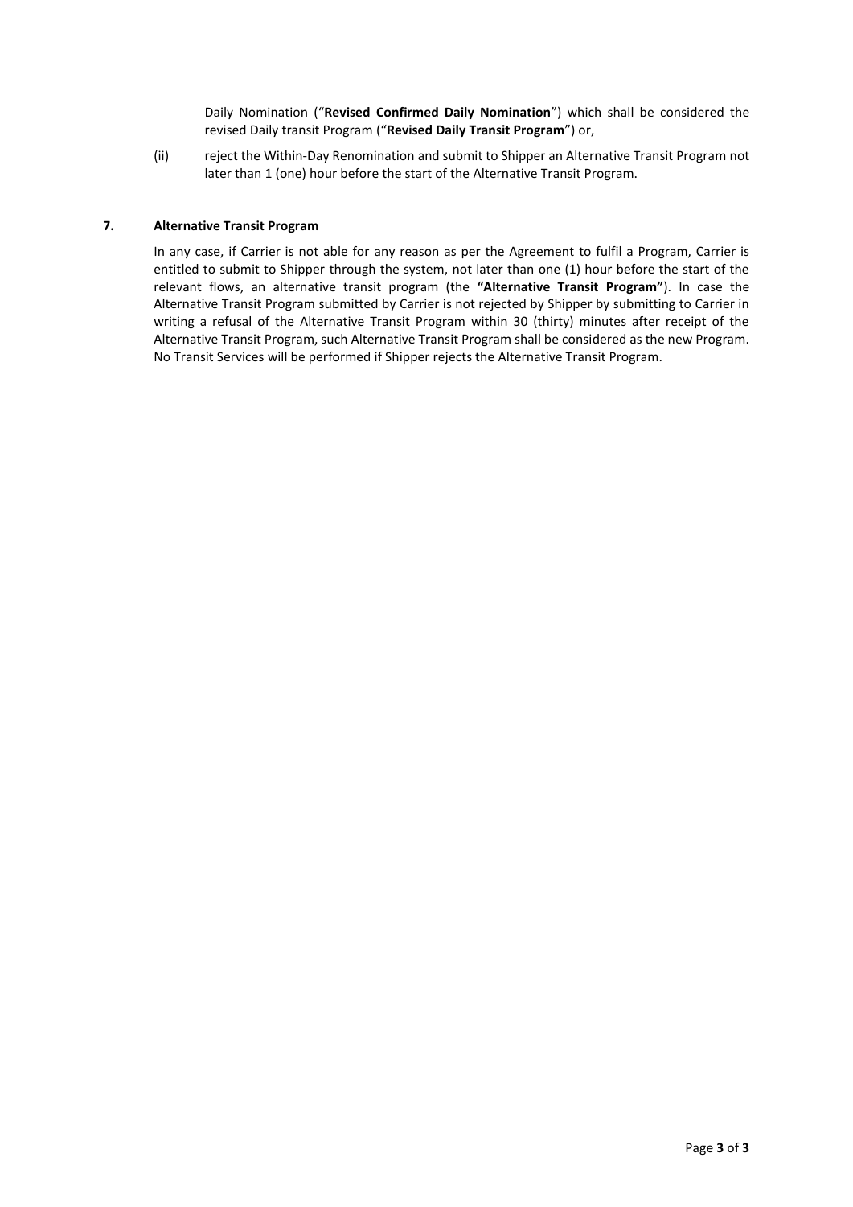Daily Nomination ("**Revised Confirmed Daily Nomination**") which shall be considered the revised Daily transit Program ("**Revised Daily Transit Program**") or,

(ii) reject the Within-Day Renomination and submit to Shipper an Alternative Transit Program not later than 1 (one) hour before the start of the Alternative Transit Program.

## 7. Alternative Transit Program

In any case, if Carrier is not able for any reason as per the Agreement to fulfil a Program, Carrier is entitled to submit to Shipper through the system, not later than one (1) hour before the start of the relevant flows, an alternative transit program (the **"Alternative Transit Program"**). In case the Alternative Transit Program submitted by Carrier is not rejected by Shipper by submitting to Carrier in writing a refusal of the Alternative Transit Program within 30 (thirty) minutes after receipt of the Alternative Transit Program, such Alternative Transit Program shall be considered as the new Program. No Transit Services will be performed if Shipper rejects the Alternative Transit Program.